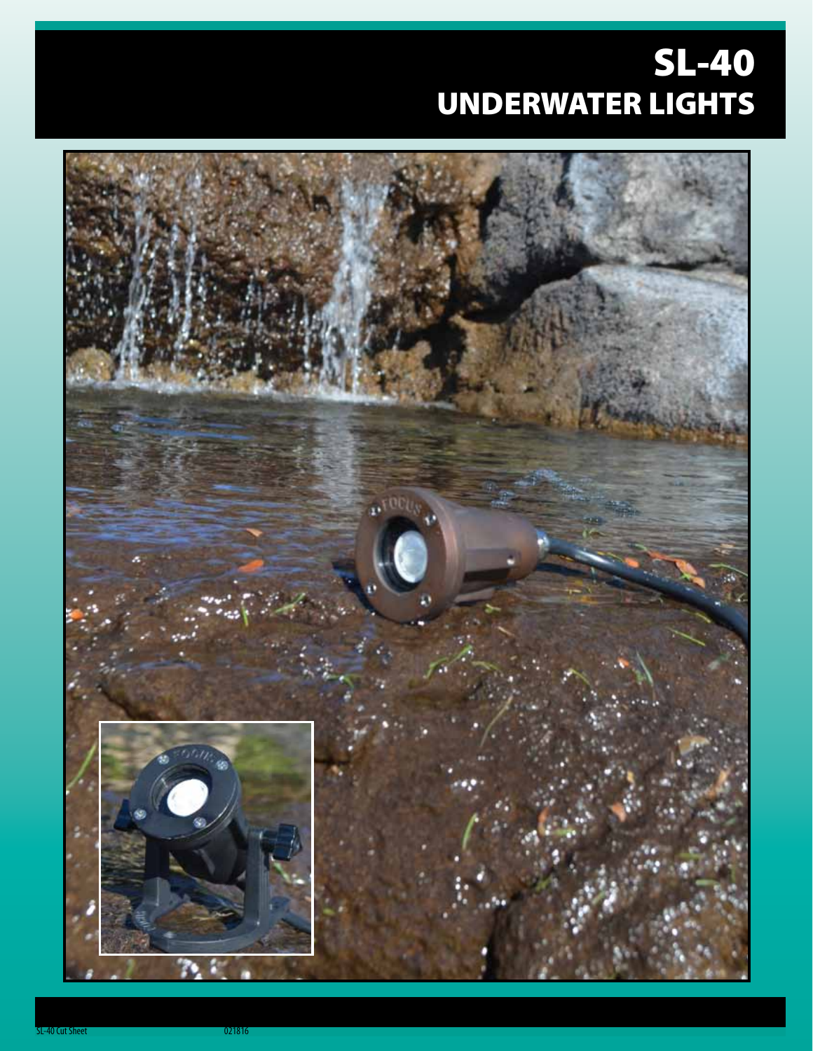# SL-40
# UNDERWATER LIGHTS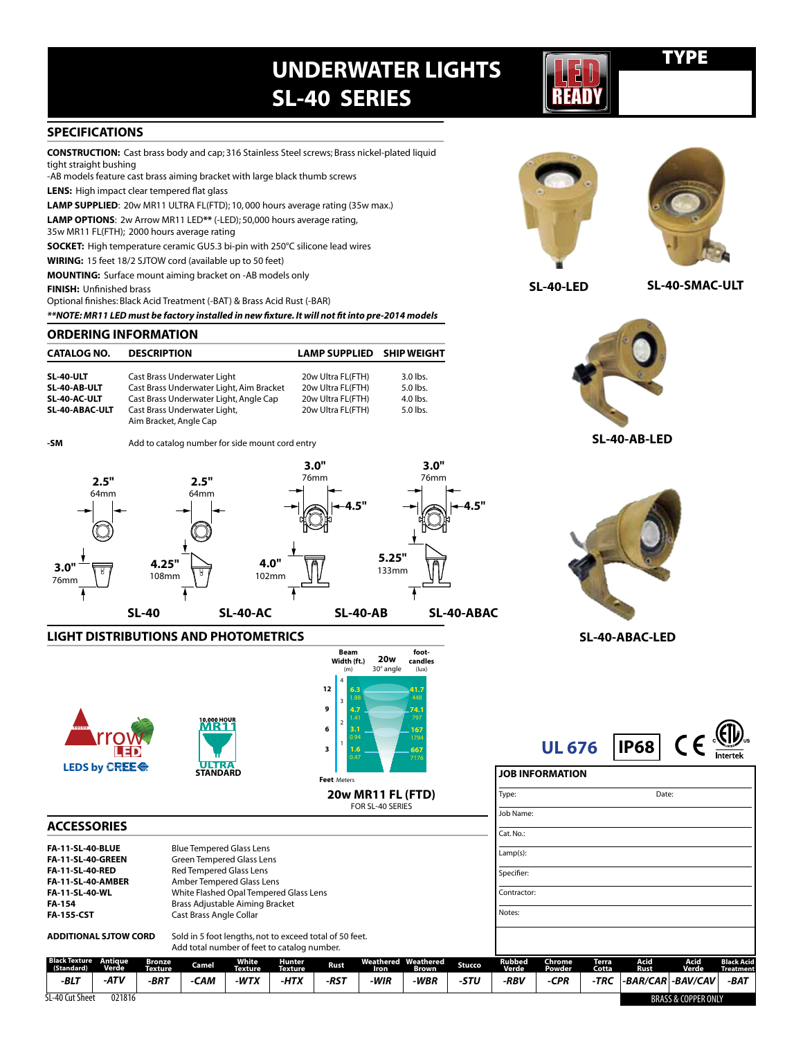# UNDERWATER LIGHTS
# SL-40 SERIES

TYPE

## SPECIFICATIONS

**CONSTRUCTION:** Cast brass body and cap; 316 Stainless Steel screws; Brass nickel-plated liquid tight straight bushing
-AB models feature cast brass aiming bracket with large black thumb screws

**LENS:** High impact clear tempered flat glass

**LAMP SUPPLIED**: 20w MR11 ULTRA FL(FTD); 10,000 hours average rating (35w max.)

**LAMP OPTIONS**: 2w Arrow MR11 LED** (-LED); 50,000 hours average rating, 35w MR11 FL(FTH); 2000 hours average rating

**SOCKET:** High temperature ceramic GU5.3 bi-pin with 250°C silicone lead wires

**WIRING:** 15 feet 18/2 SJTOW cord (available up to 50 feet)

**MOUNTING:** Surface mount aiming bracket on -AB models only

**FINISH:** Unfinished brass
Optional finishes: Black Acid Treatment (-BAT) & Brass Acid Rust (-BAR)

***NOTE: MR11 LED must be factory installed in new fixture. It will not fit into pre-2014 models**

## ORDERING INFORMATION

| CATALOG NO. | DESCRIPTION | LAMP SUPPLIED | SHIP WEIGHT |
|---|---|---|---|
| **SL-40-ULT** | Cast Brass Underwater Light | 20w Ultra FL(FTH) | 3.0 lbs. |
| **SL-40-AB-ULT** | Cast Brass Underwater Light, Aim Bracket | 20w Ultra FL(FTH) | 5.0 lbs. |
| **SL-40-AC-ULT** | Cast Brass Underwater Light, Angle Cap | 20w Ultra FL(FTH) | 4.0 lbs. |
| **SL-40-ABAC-ULT** | Cast Brass Underwater Light, Aim Bracket, Angle Cap | 20w Ultra FL(FTH) | 5.0 lbs. |
| **-SM** | Add to catalog number for side mount cord entry | | |

SL-40: 2.5" 64mm; 3.0" 76mm
SL-40-AC: 2.5" 64mm; 4.25" 108mm
SL-40-AB: 3.0" 76mm; 4.5"; 4.0" 102mm
SL-40-ABAC: 3.0" 76mm; 4.5"; 5.25" 133mm

SL-40-LED

SL-40-SMAC-ULT

SL-40-AB-LED

SL-40-ABAC-LED

## LIGHT DISTRIBUTIONS AND PHOTOMETRICS

Arrow LED — LEDS by CREE

10,000 HOUR MR11 ULTRA STANDARD

Beam Width (ft.) (m)
20w 30° angle
foot-candles (lux)

12 — 6.3 / 1.88 — 41.7 / 448
9 — 4.7 / 1.41 — 74.1 / 797
6 — 3.1 / 0.94 — 167 / 1794
3 — 1.6 / 0.47 — 667 / 7176

Feet Meters

**20w MR11 FL (FTD)**
FOR SL-40 SERIES

UL 676 | IP68 | CE | ETL Intertek

## ACCESSORIES

| | |
|---|---|
| **FA-11-SL-40-BLUE** | Blue Tempered Glass Lens |
| **FA-11-SL-40-GREEN** | Green Tempered Glass Lens |
| **FA-11-SL-40-RED** | Red Tempered Glass Lens |
| **FA-11-SL-40-AMBER** | Amber Tempered Glass Lens |
| **FA-11-SL-40-WL** | White Flashed Opal Tempered Glass Lens |
| **FA-154** | Brass Adjustable Aiming Bracket |
| **FA-155-CST** | Cast Brass Angle Collar |
| **ADDITIONAL SJTOW CORD** | Sold in 5 foot lengths, not to exceed total of 50 feet. Add total number of feet to catalog number. |

## JOB INFORMATION

Type:
Date:
Job Name:
Cat. No.:
Lamp(s):
Specifier:
Contractor:
Notes:

| Black Texture (Standard) | Antique Verde | Bronze Texture | Camel | White Texture | Hunter Texture | Rust | Weathered Iron | Weathered Brown | Stucco | Rubbed Verde | Chrome Powder | Terra Cotta | Acid Rust | Acid Verde | Black Acid Treatment |
|---|---|---|---|---|---|---|---|---|---|---|---|---|---|---|---|
| -BLT | -ATV | -BRT | -CAM | -WTX | -HTX | -RST | -WIR | -WBR | -STU | -RBV | -CPR | -TRC | -BAR/CAR | -BAV/CAV | -BAT |

SL-40 Cut Sheet 021816

BRASS & COPPER ONLY